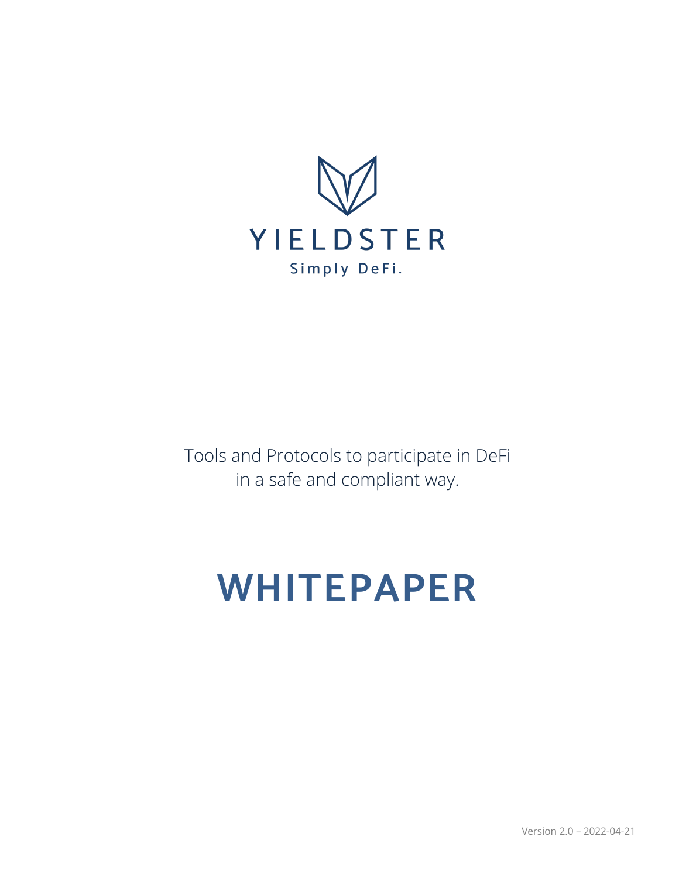YIELDSTER

Simply DeFi.

Tools and Protocols to participate in DeFi in a safe and compliant way.

# WHITEPAPER

Version 2.0 – 2022-04-21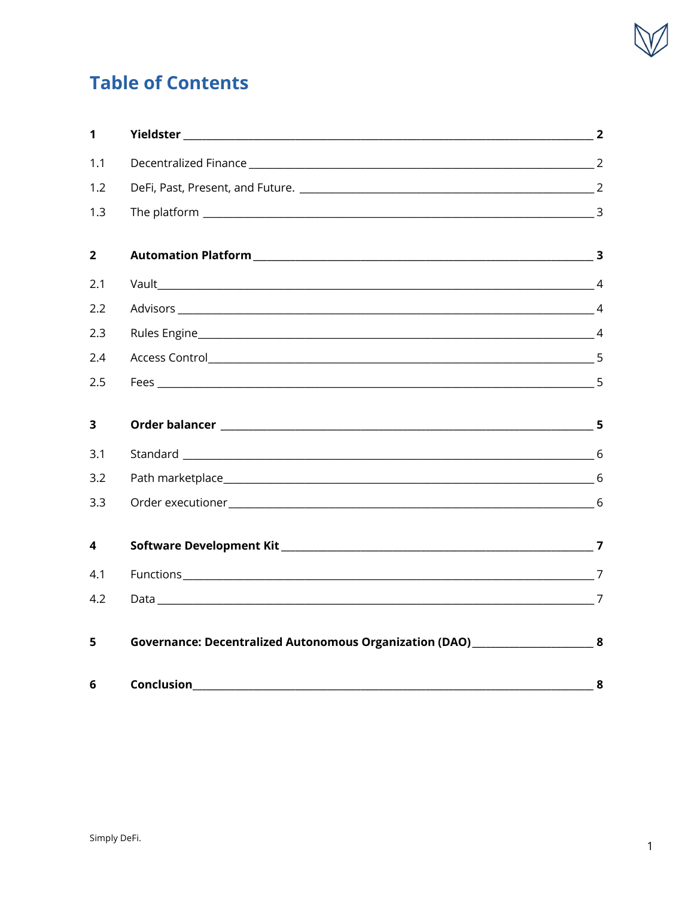# Table of Contents

| | | |
|---|---|---|
| **1** | **Yieldster** | **2** |
| 1.1 | Decentralized Finance | 2 |
| 1.2 | DeFi, Past, Present, and Future. | 2 |
| 1.3 | The platform | 3 |
| **2** | **Automation Platform** | **3** |
| 2.1 | Vault | 4 |
| 2.2 | Advisors | 4 |
| 2.3 | Rules Engine | 4 |
| 2.4 | Access Control | 5 |
| 2.5 | Fees | 5 |
| **3** | **Order balancer** | **5** |
| 3.1 | Standard | 6 |
| 3.2 | Path marketplace | 6 |
| 3.3 | Order executioner | 6 |
| **4** | **Software Development Kit** | **7** |
| 4.1 | Functions | 7 |
| 4.2 | Data | 7 |
| **5** | **Governance: Decentralized Autonomous Organization (DAO)** | **8** |
| **6** | **Conclusion** | **8** |

Simply DeFi.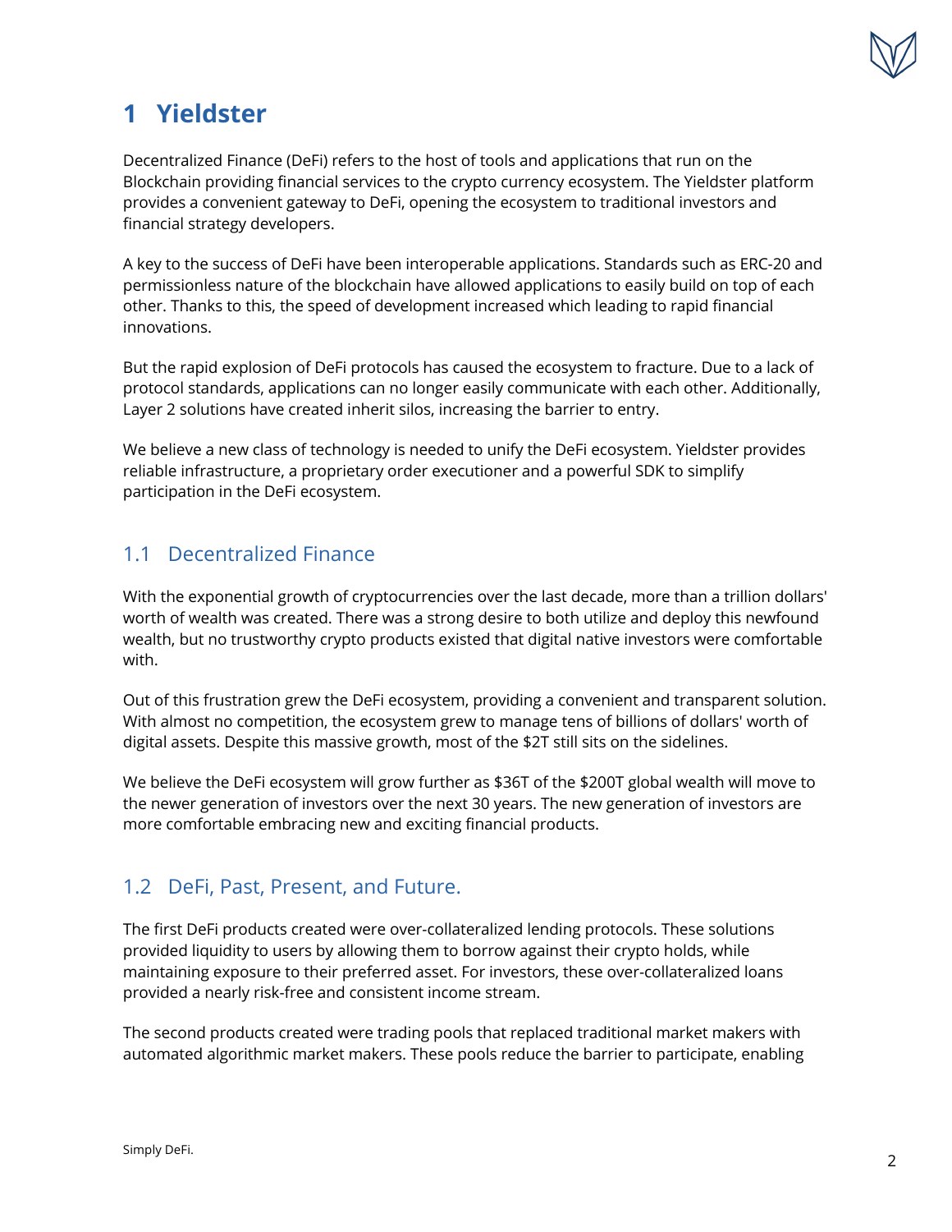# 1 Yieldster

Decentralized Finance (DeFi) refers to the host of tools and applications that run on the Blockchain providing financial services to the crypto currency ecosystem. The Yieldster platform provides a convenient gateway to DeFi, opening the ecosystem to traditional investors and financial strategy developers.

A key to the success of DeFi have been interoperable applications. Standards such as ERC-20 and permissionless nature of the blockchain have allowed applications to easily build on top of each other. Thanks to this, the speed of development increased which leading to rapid financial innovations.

But the rapid explosion of DeFi protocols has caused the ecosystem to fracture. Due to a lack of protocol standards, applications can no longer easily communicate with each other. Additionally, Layer 2 solutions have created inherit silos, increasing the barrier to entry.

We believe a new class of technology is needed to unify the DeFi ecosystem. Yieldster provides reliable infrastructure, a proprietary order executioner and a powerful SDK to simplify participation in the DeFi ecosystem.

## 1.1 Decentralized Finance

With the exponential growth of cryptocurrencies over the last decade, more than a trillion dollars' worth of wealth was created. There was a strong desire to both utilize and deploy this newfound wealth, but no trustworthy crypto products existed that digital native investors were comfortable with.

Out of this frustration grew the DeFi ecosystem, providing a convenient and transparent solution. With almost no competition, the ecosystem grew to manage tens of billions of dollars' worth of digital assets. Despite this massive growth, most of the $2T still sits on the sidelines.

We believe the DeFi ecosystem will grow further as $36T of the $200T global wealth will move to the newer generation of investors over the next 30 years. The new generation of investors are more comfortable embracing new and exciting financial products.

## 1.2 DeFi, Past, Present, and Future.

The first DeFi products created were over-collateralized lending protocols. These solutions provided liquidity to users by allowing them to borrow against their crypto holds, while maintaining exposure to their preferred asset. For investors, these over-collateralized loans provided a nearly risk-free and consistent income stream.

The second products created were trading pools that replaced traditional market makers with automated algorithmic market makers. These pools reduce the barrier to participate, enabling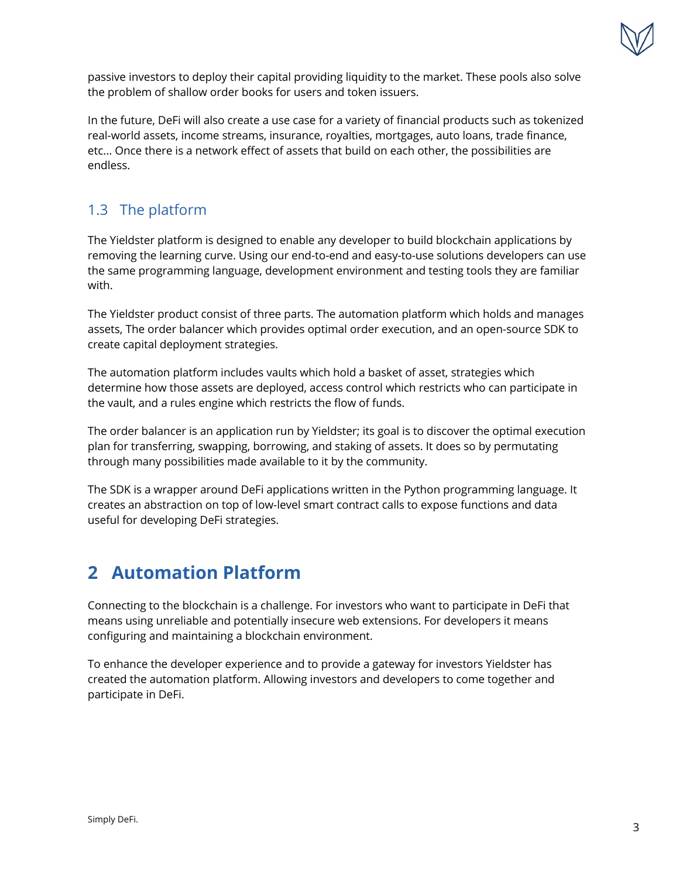passive investors to deploy their capital providing liquidity to the market. These pools also solve the problem of shallow order books for users and token issuers.

In the future, DeFi will also create a use case for a variety of financial products such as tokenized real-world assets, income streams, insurance, royalties, mortgages, auto loans, trade finance, etc… Once there is a network effect of assets that build on each other, the possibilities are endless.

### 1.3 The platform

The Yieldster platform is designed to enable any developer to build blockchain applications by removing the learning curve. Using our end-to-end and easy-to-use solutions developers can use the same programming language, development environment and testing tools they are familiar with.

The Yieldster product consist of three parts. The automation platform which holds and manages assets, The order balancer which provides optimal order execution, and an open-source SDK to create capital deployment strategies.

The automation platform includes vaults which hold a basket of asset, strategies which determine how those assets are deployed, access control which restricts who can participate in the vault, and a rules engine which restricts the flow of funds.

The order balancer is an application run by Yieldster; its goal is to discover the optimal execution plan for transferring, swapping, borrowing, and staking of assets. It does so by permutating through many possibilities made available to it by the community.

The SDK is a wrapper around DeFi applications written in the Python programming language. It creates an abstraction on top of low-level smart contract calls to expose functions and data useful for developing DeFi strategies.

## 2 Automation Platform

Connecting to the blockchain is a challenge. For investors who want to participate in DeFi that means using unreliable and potentially insecure web extensions. For developers it means configuring and maintaining a blockchain environment.

To enhance the developer experience and to provide a gateway for investors Yieldster has created the automation platform. Allowing investors and developers to come together and participate in DeFi.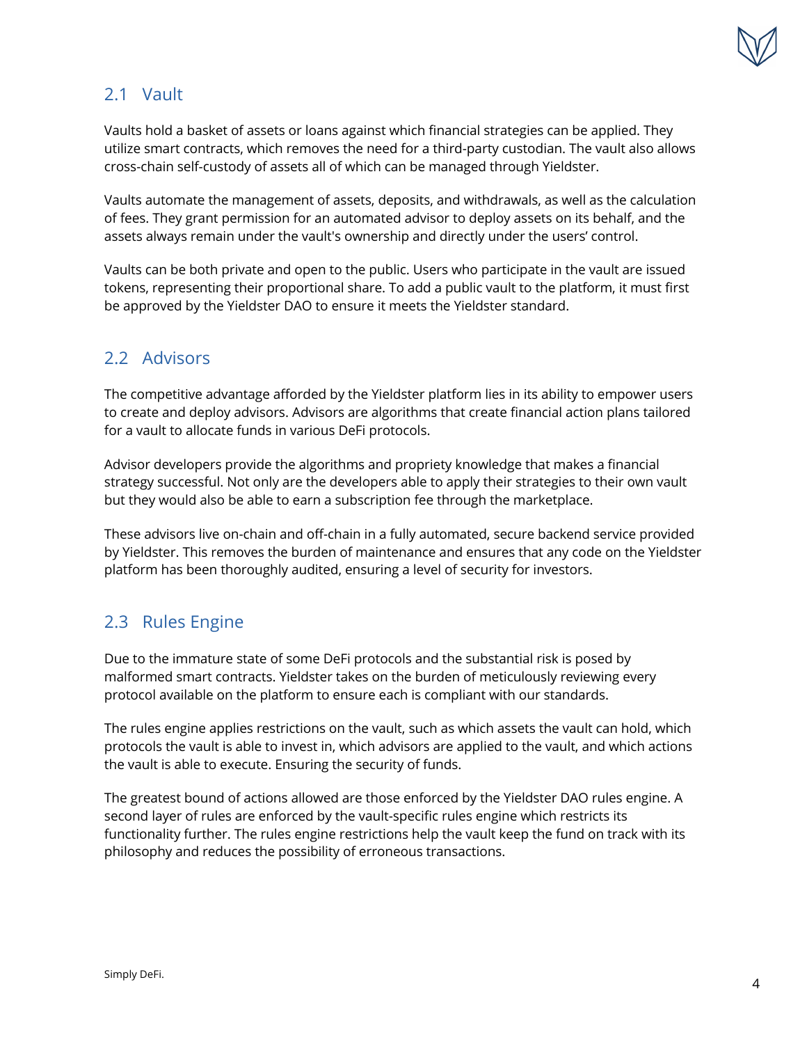## 2.1 Vault

Vaults hold a basket of assets or loans against which financial strategies can be applied. They utilize smart contracts, which removes the need for a third-party custodian. The vault also allows cross-chain self-custody of assets all of which can be managed through Yieldster.

Vaults automate the management of assets, deposits, and withdrawals, as well as the calculation of fees. They grant permission for an automated advisor to deploy assets on its behalf, and the assets always remain under the vault's ownership and directly under the users' control.

Vaults can be both private and open to the public. Users who participate in the vault are issued tokens, representing their proportional share. To add a public vault to the platform, it must first be approved by the Yieldster DAO to ensure it meets the Yieldster standard.

## 2.2 Advisors

The competitive advantage afforded by the Yieldster platform lies in its ability to empower users to create and deploy advisors. Advisors are algorithms that create financial action plans tailored for a vault to allocate funds in various DeFi protocols.

Advisor developers provide the algorithms and propriety knowledge that makes a financial strategy successful. Not only are the developers able to apply their strategies to their own vault but they would also be able to earn a subscription fee through the marketplace.

These advisors live on-chain and off-chain in a fully automated, secure backend service provided by Yieldster. This removes the burden of maintenance and ensures that any code on the Yieldster platform has been thoroughly audited, ensuring a level of security for investors.

## 2.3 Rules Engine

Due to the immature state of some DeFi protocols and the substantial risk is posed by malformed smart contracts. Yieldster takes on the burden of meticulously reviewing every protocol available on the platform to ensure each is compliant with our standards.

The rules engine applies restrictions on the vault, such as which assets the vault can hold, which protocols the vault is able to invest in, which advisors are applied to the vault, and which actions the vault is able to execute. Ensuring the security of funds.

The greatest bound of actions allowed are those enforced by the Yieldster DAO rules engine. A second layer of rules are enforced by the vault-specific rules engine which restricts its functionality further. The rules engine restrictions help the vault keep the fund on track with its philosophy and reduces the possibility of erroneous transactions.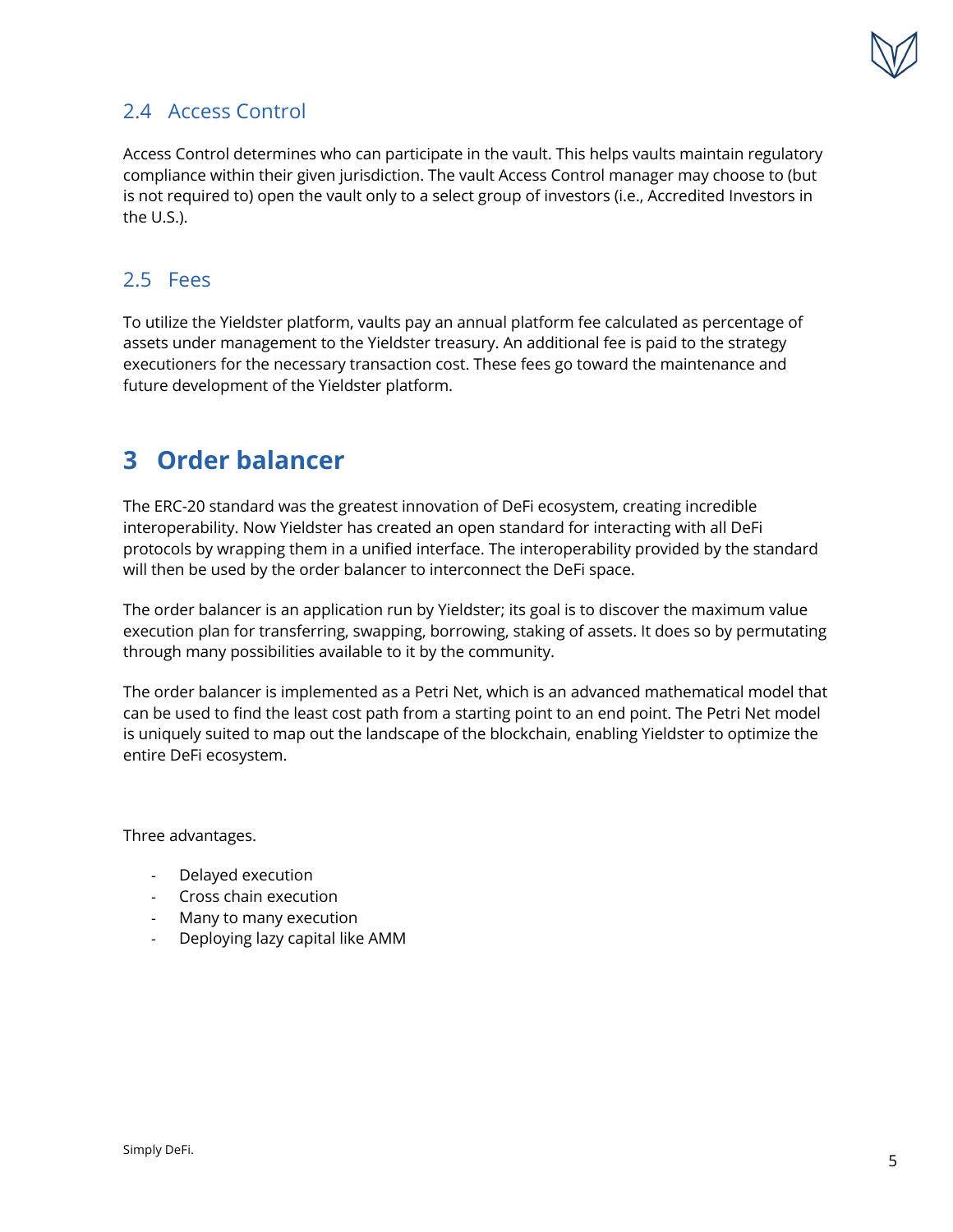## 2.4 Access Control

Access Control determines who can participate in the vault. This helps vaults maintain regulatory compliance within their given jurisdiction. The vault Access Control manager may choose to (but is not required to) open the vault only to a select group of investors (i.e., Accredited Investors in the U.S.).

## 2.5 Fees

To utilize the Yieldster platform, vaults pay an annual platform fee calculated as percentage of assets under management to the Yieldster treasury. An additional fee is paid to the strategy executioners for the necessary transaction cost. These fees go toward the maintenance and future development of the Yieldster platform.

# 3 Order balancer

The ERC-20 standard was the greatest innovation of DeFi ecosystem, creating incredible interoperability. Now Yieldster has created an open standard for interacting with all DeFi protocols by wrapping them in a unified interface. The interoperability provided by the standard will then be used by the order balancer to interconnect the DeFi space.

The order balancer is an application run by Yieldster; its goal is to discover the maximum value execution plan for transferring, swapping, borrowing, staking of assets. It does so by permutating through many possibilities available to it by the community.

The order balancer is implemented as a Petri Net, which is an advanced mathematical model that can be used to find the least cost path from a starting point to an end point. The Petri Net model is uniquely suited to map out the landscape of the blockchain, enabling Yieldster to optimize the entire DeFi ecosystem.

Three advantages.

- Delayed execution
- Cross chain execution
- Many to many execution
- Deploying lazy capital like AMM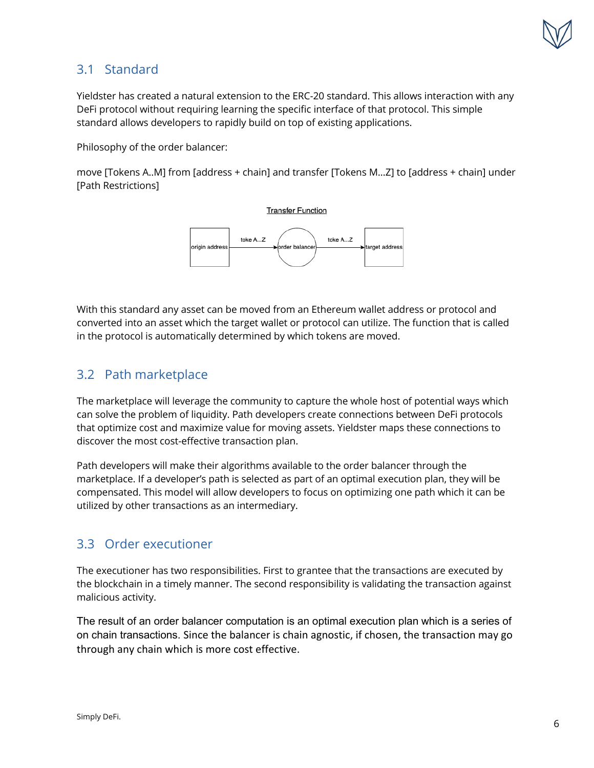## 3.1 Standard

Yieldster has created a natural extension to the ERC-20 standard. This allows interaction with any DeFi protocol without requiring learning the specific interface of that protocol. This simple standard allows developers to rapidly build on top of existing applications.

Philosophy of the order balancer:

move [Tokens A..M] from [address + chain] and transfer [Tokens M...Z] to [address + chain] under [Path Restrictions]

Transfer Function

origin address → toke A...Z → order balancer → toke A...Z → target address

With this standard any asset can be moved from an Ethereum wallet address or protocol and converted into an asset which the target wallet or protocol can utilize. The function that is called in the protocol is automatically determined by which tokens are moved.

## 3.2 Path marketplace

The marketplace will leverage the community to capture the whole host of potential ways which can solve the problem of liquidity. Path developers create connections between DeFi protocols that optimize cost and maximize value for moving assets. Yieldster maps these connections to discover the most cost-effective transaction plan.

Path developers will make their algorithms available to the order balancer through the marketplace. If a developer's path is selected as part of an optimal execution plan, they will be compensated. This model will allow developers to focus on optimizing one path which it can be utilized by other transactions as an intermediary.

## 3.3 Order executioner

The executioner has two responsibilities. First to grantee that the transactions are executed by the blockchain in a timely manner. The second responsibility is validating the transaction against malicious activity.

The result of an order balancer computation is an optimal execution plan which is a series of on chain transactions. Since the balancer is chain agnostic, if chosen, the transaction may go through any chain which is more cost effective.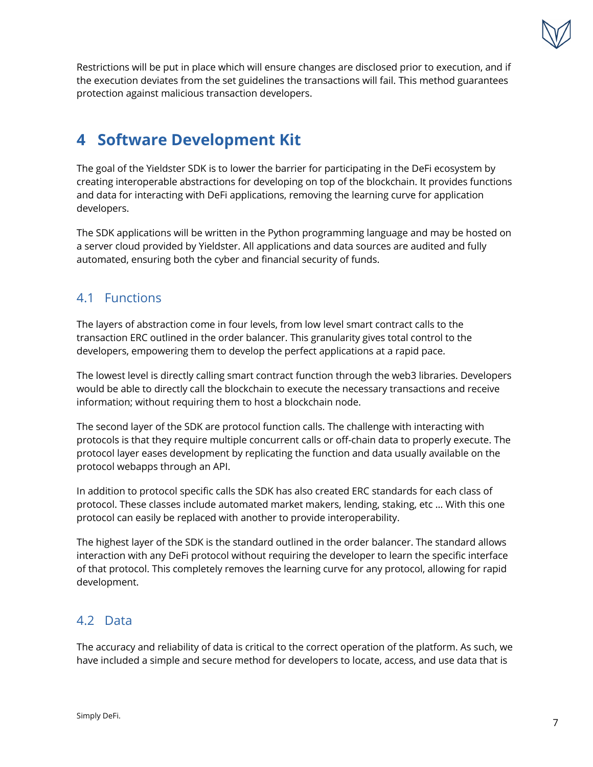Restrictions will be put in place which will ensure changes are disclosed prior to execution, and if the execution deviates from the set guidelines the transactions will fail. This method guarantees protection against malicious transaction developers.

# 4 Software Development Kit

The goal of the Yieldster SDK is to lower the barrier for participating in the DeFi ecosystem by creating interoperable abstractions for developing on top of the blockchain. It provides functions and data for interacting with DeFi applications, removing the learning curve for application developers.

The SDK applications will be written in the Python programming language and may be hosted on a server cloud provided by Yieldster. All applications and data sources are audited and fully automated, ensuring both the cyber and financial security of funds.

## 4.1 Functions

The layers of abstraction come in four levels, from low level smart contract calls to the transaction ERC outlined in the order balancer. This granularity gives total control to the developers, empowering them to develop the perfect applications at a rapid pace.

The lowest level is directly calling smart contract function through the web3 libraries. Developers would be able to directly call the blockchain to execute the necessary transactions and receive information; without requiring them to host a blockchain node.

The second layer of the SDK are protocol function calls. The challenge with interacting with protocols is that they require multiple concurrent calls or off-chain data to properly execute. The protocol layer eases development by replicating the function and data usually available on the protocol webapps through an API.

In addition to protocol specific calls the SDK has also created ERC standards for each class of protocol. These classes include automated market makers, lending, staking, etc ... With this one protocol can easily be replaced with another to provide interoperability.

The highest layer of the SDK is the standard outlined in the order balancer. The standard allows interaction with any DeFi protocol without requiring the developer to learn the specific interface of that protocol. This completely removes the learning curve for any protocol, allowing for rapid development.

## 4.2 Data

The accuracy and reliability of data is critical to the correct operation of the platform. As such, we have included a simple and secure method for developers to locate, access, and use data that is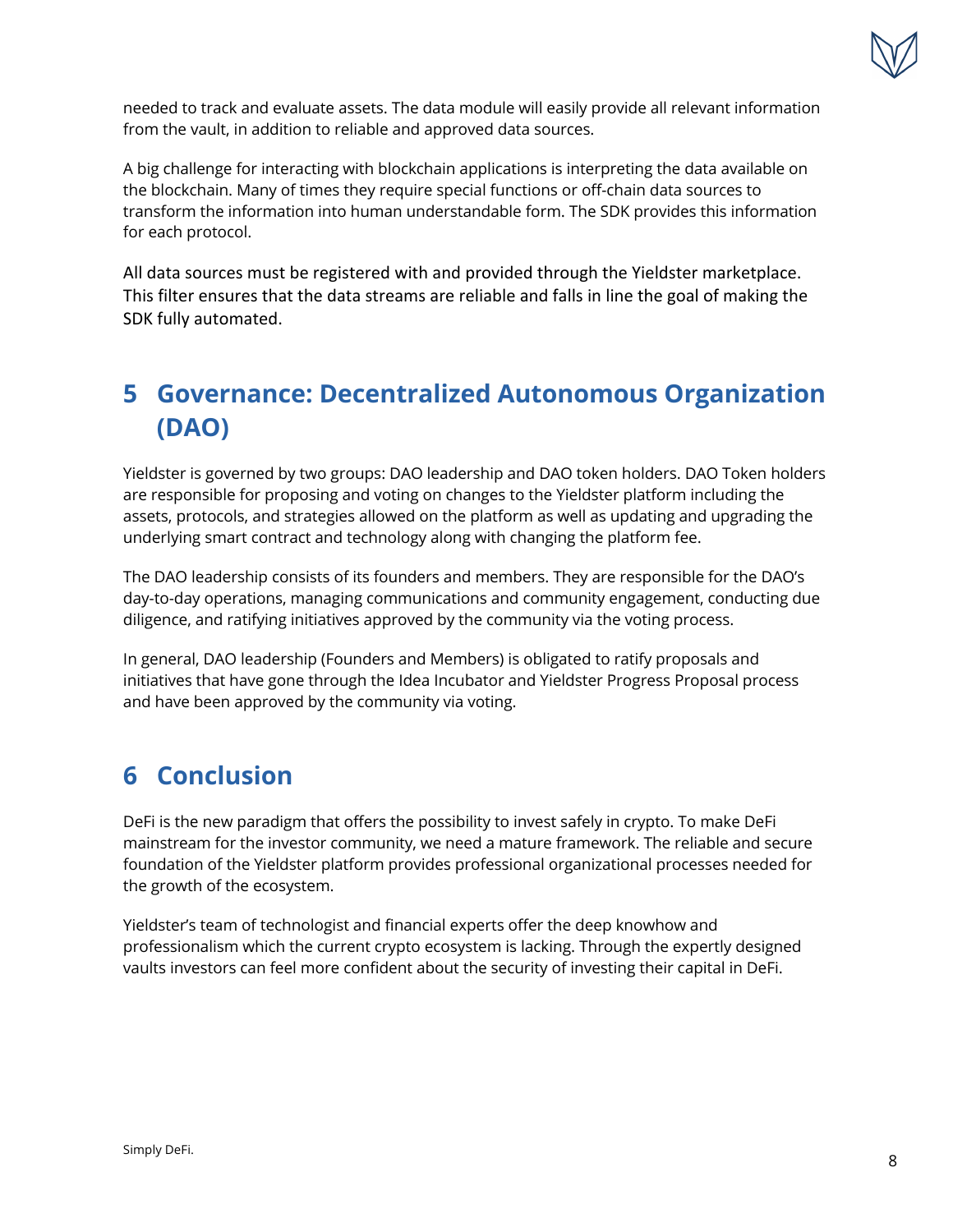needed to track and evaluate assets. The data module will easily provide all relevant information from the vault, in addition to reliable and approved data sources.

A big challenge for interacting with blockchain applications is interpreting the data available on the blockchain. Many of times they require special functions or off-chain data sources to transform the information into human understandable form. The SDK provides this information for each protocol.

All data sources must be registered with and provided through the Yieldster marketplace. This filter ensures that the data streams are reliable and falls in line the goal of making the SDK fully automated.

# 5 Governance: Decentralized Autonomous Organization (DAO)

Yieldster is governed by two groups: DAO leadership and DAO token holders. DAO Token holders are responsible for proposing and voting on changes to the Yieldster platform including the assets, protocols, and strategies allowed on the platform as well as updating and upgrading the underlying smart contract and technology along with changing the platform fee.

The DAO leadership consists of its founders and members. They are responsible for the DAO's day-to-day operations, managing communications and community engagement, conducting due diligence, and ratifying initiatives approved by the community via the voting process.

In general, DAO leadership (Founders and Members) is obligated to ratify proposals and initiatives that have gone through the Idea Incubator and Yieldster Progress Proposal process and have been approved by the community via voting.

# 6 Conclusion

DeFi is the new paradigm that offers the possibility to invest safely in crypto. To make DeFi mainstream for the investor community, we need a mature framework. The reliable and secure foundation of the Yieldster platform provides professional organizational processes needed for the growth of the ecosystem.

Yieldster's team of technologist and financial experts offer the deep knowhow and professionalism which the current crypto ecosystem is lacking. Through the expertly designed vaults investors can feel more confident about the security of investing their capital in DeFi.